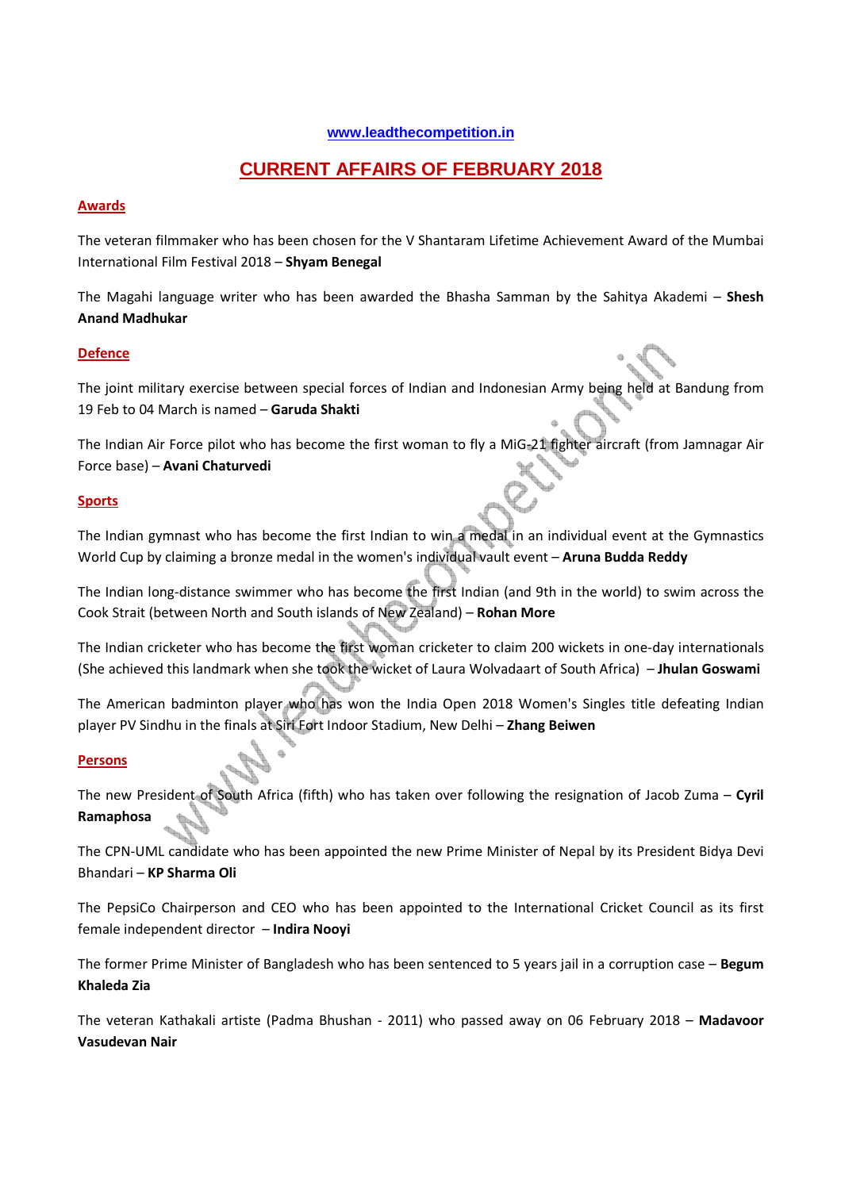www.leadthecompetition.in

# CURRENT AFFAIRS OF FEBRUARY 2018

## Awards

The veteran filmmaker who has been chosen for the V Shantaram Lifetime Achievement Award of the Mumbai International Film Festival 2018 – **Shyam Benegal**

The Magahi language writer who has been awarded the Bhasha Samman by the Sahitya Akademi – **Shesh Anand Madhukar**

## Defence

The joint military exercise between special forces of Indian and Indonesian Army being held at Bandung from 19 Feb to 04 March is named – **Garuda Shakti**

The Indian Air Force pilot who has become the first woman to fly a MiG-21 fighter aircraft (from Jamnagar Air Force base) – **Avani Chaturvedi**

## Sports

The Indian gymnast who has become the first Indian to win a medal in an individual event at the Gymnastics World Cup by claiming a bronze medal in the women's individual vault event – **Aruna Budda Reddy**

The Indian long-distance swimmer who has become the first Indian (and 9th in the world) to swim across the Cook Strait (between North and South islands of New Zealand) – **Rohan More**

The Indian cricketer who has become the first woman cricketer to claim 200 wickets in one-day internationals (She achieved this landmark when she took the wicket of Laura Wolvadaart of South Africa) – **Jhulan Goswami**

The American badminton player who has won the India Open 2018 Women's Singles title defeating Indian player PV Sindhu in the finals at Siri Fort Indoor Stadium, New Delhi – **Zhang Beiwen**

## Persons

The new President of South Africa (fifth) who has taken over following the resignation of Jacob Zuma – **Cyril Ramaphosa**

The CPN-UML candidate who has been appointed the new Prime Minister of Nepal by its President Bidya Devi Bhandari – **KP Sharma Oli**

The PepsiCo Chairperson and CEO who has been appointed to the International Cricket Council as its first female independent director – **Indira Nooyi**

The former Prime Minister of Bangladesh who has been sentenced to 5 years jail in a corruption case – **Begum Khaleda Zia**

The veteran Kathakali artiste (Padma Bhushan - 2011) who passed away on 06 February 2018 – **Madavoor Vasudevan Nair**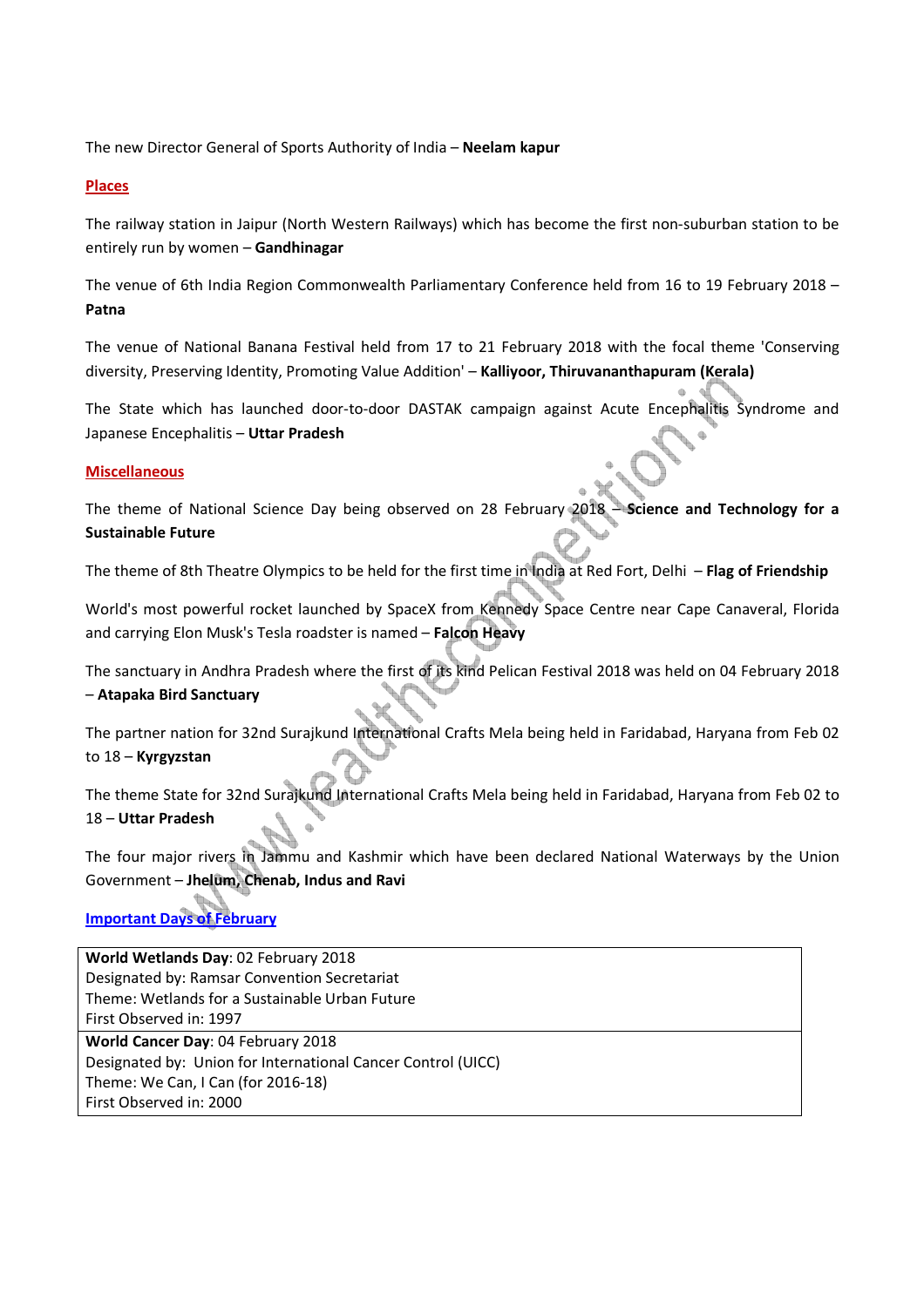The new Director General of Sports Authority of India – **Neelam kapur**

## Places

The railway station in Jaipur (North Western Railways) which has become the first non-suburban station to be entirely run by women – **Gandhinagar**

The venue of 6th India Region Commonwealth Parliamentary Conference held from 16 to 19 February 2018 – **Patna**

The venue of National Banana Festival held from 17 to 21 February 2018 with the focal theme 'Conserving diversity, Preserving Identity, Promoting Value Addition' – **Kalliyoor, Thiruvananthapuram (Kerala)**

The State which has launched door-to-door DASTAK campaign against Acute Encephalitis Syndrome and Japanese Encephalitis – **Uttar Pradesh**

## Miscellaneous

The theme of National Science Day being observed on 28 February 2018 – **Science and Technology for a Sustainable Future**

The theme of 8th Theatre Olympics to be held for the first time in India at Red Fort, Delhi – **Flag of Friendship**

World's most powerful rocket launched by SpaceX from Kennedy Space Centre near Cape Canaveral, Florida and carrying Elon Musk's Tesla roadster is named – **Falcon Heavy**

The sanctuary in Andhra Pradesh where the first of its kind Pelican Festival 2018 was held on 04 February 2018 – **Atapaka Bird Sanctuary**

The partner nation for 32nd Surajkund International Crafts Mela being held in Faridabad, Haryana from Feb 02 to 18 – **Kyrgyzstan**

The theme State for 32nd Surajkund International Crafts Mela being held in Faridabad, Haryana from Feb 02 to 18 – **Uttar Pradesh**

The four major rivers in Jammu and Kashmir which have been declared National Waterways by the Union Government – **Jhelum, Chenab, Indus and Ravi**

## Important Days of February

| |
|---|
| **World Wetlands Day**: 02 February 2018<br>Designated by: Ramsar Convention Secretariat<br>Theme: Wetlands for a Sustainable Urban Future<br>First Observed in: 1997 |
| **World Cancer Day**: 04 February 2018<br>Designated by: Union for International Cancer Control (UICC)<br>Theme: We Can, I Can (for 2016-18)<br>First Observed in: 2000 |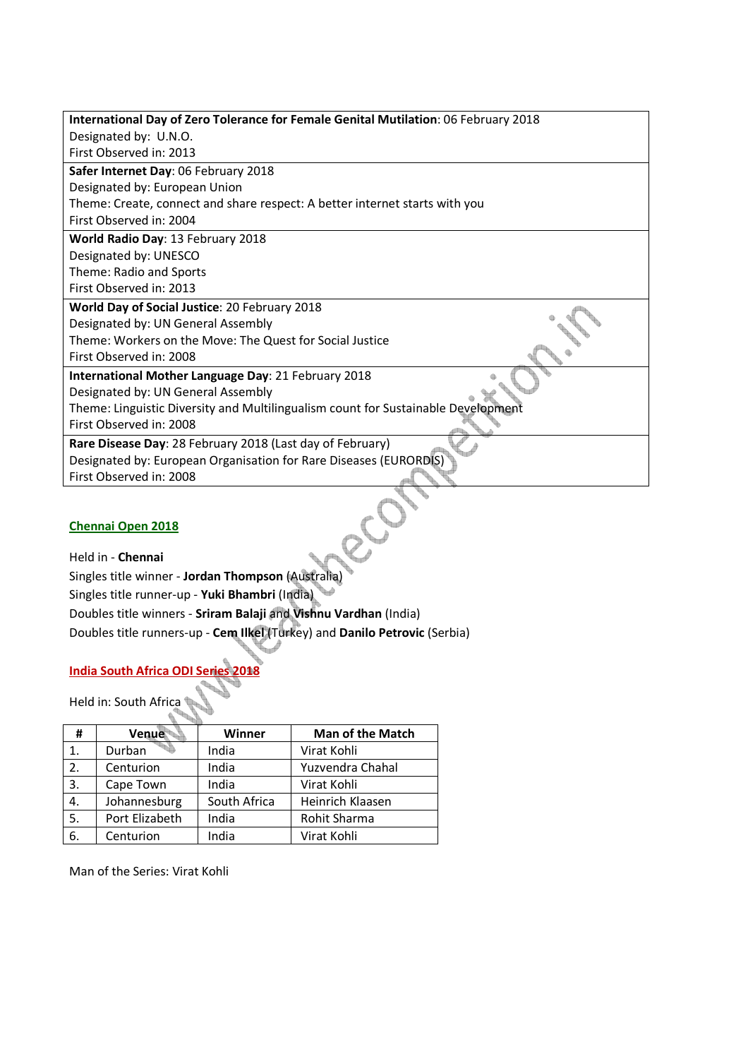| |
|---|
| **International Day of Zero Tolerance for Female Genital Mutilation**: 06 February 2018<br>Designated by: U.N.O.<br>First Observed in: 2013 |
| **Safer Internet Day**: 06 February 2018<br>Designated by: European Union<br>Theme: Create, connect and share respect: A better internet starts with you<br>First Observed in: 2004 |
| **World Radio Day**: 13 February 2018<br>Designated by: UNESCO<br>Theme: Radio and Sports<br>First Observed in: 2013 |
| **World Day of Social Justice**: 20 February 2018<br>Designated by: UN General Assembly<br>Theme: Workers on the Move: The Quest for Social Justice<br>First Observed in: 2008 |
| **International Mother Language Day**: 21 February 2018<br>Designated by: UN General Assembly<br>Theme: Linguistic Diversity and Multilingualism count for Sustainable Development<br>First Observed in: 2008 |
| **Rare Disease Day**: 28 February 2018 (Last day of February)<br>Designated by: European Organisation for Rare Diseases (EURORDIS)<br>First Observed in: 2008 |

## Chennai Open 2018

Held in - **Chennai**

Singles title winner - **Jordan Thompson** (Australia)

Singles title runner-up - **Yuki Bhambri** (India)

Doubles title winners - **Sriram Balaji** and **Vishnu Vardhan** (India)

Doubles title runners-up - **Cem Ilkel** (Turkey) and **Danilo Petrovic** (Serbia)

## India South Africa ODI Series 2018

Held in: South Africa

| # | Venue | Winner | Man of the Match |
|---|---|---|---|
| 1. | Durban | India | Virat Kohli |
| 2. | Centurion | India | Yuzvendra Chahal |
| 3. | Cape Town | India | Virat Kohli |
| 4. | Johannesburg | South Africa | Heinrich Klaasen |
| 5. | Port Elizabeth | India | Rohit Sharma |
| 6. | Centurion | India | Virat Kohli |

Man of the Series: Virat Kohli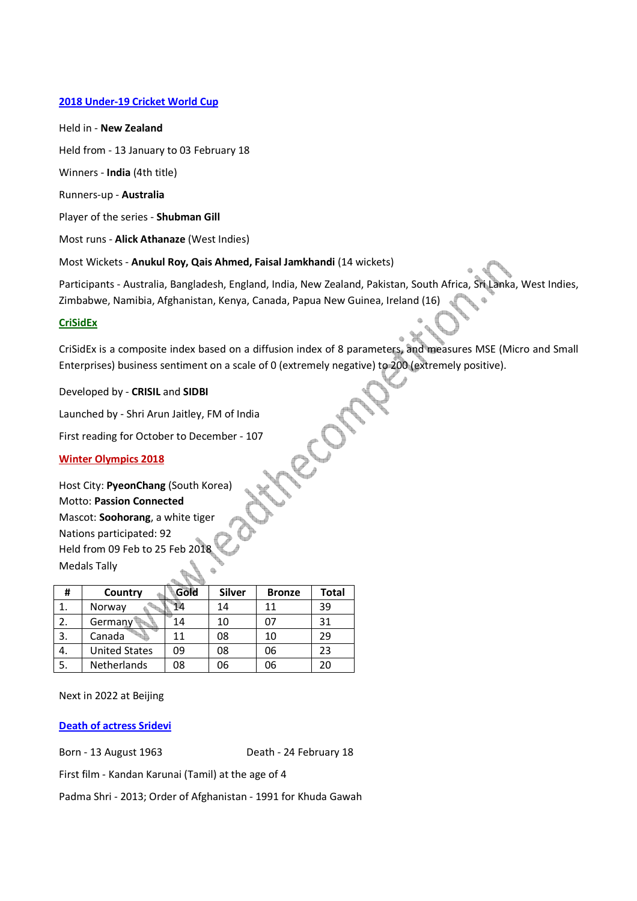## 2018 Under-19 Cricket World Cup

Held in - **New Zealand**

Held from - 13 January to 03 February 18

Winners - **India** (4th title)

Runners-up - **Australia**

Player of the series - **Shubman Gill**

Most runs - **Alick Athanaze** (West Indies)

Most Wickets - **Anukul Roy, Qais Ahmed, Faisal Jamkhandi** (14 wickets)

Participants - Australia, Bangladesh, England, India, New Zealand, Pakistan, South Africa, Sri Lanka, West Indies, Zimbabwe, Namibia, Afghanistan, Kenya, Canada, Papua New Guinea, Ireland (16)

## CriSidEx

CriSidEx is a composite index based on a diffusion index of 8 parameters, and measures MSE (Micro and Small Enterprises) business sentiment on a scale of 0 (extremely negative) to 200 (extremely positive).

Developed by - **CRISIL** and **SIDBI**

Launched by - Shri Arun Jaitley, FM of India

First reading for October to December - 107

## Winter Olympics 2018

Host City: **PyeonChang** (South Korea)
Motto: **Passion Connected**
Mascot: **Soohorang**, a white tiger
Nations participated: 92
Held from 09 Feb to 25 Feb 2018
Medals Tally

| # | Country | Gold | Silver | Bronze | Total |
|---|---|---|---|---|---|
| 1. | Norway | 14 | 14 | 11 | 39 |
| 2. | Germany | 14 | 10 | 07 | 31 |
| 3. | Canada | 11 | 08 | 10 | 29 |
| 4. | United States | 09 | 08 | 06 | 23 |
| 5. | Netherlands | 08 | 06 | 06 | 20 |

Next in 2022 at Beijing

## Death of actress Sridevi

Born - 13 August 1963 Death - 24 February 18

First film - Kandan Karunai (Tamil) at the age of 4

Padma Shri - 2013; Order of Afghanistan - 1991 for Khuda Gawah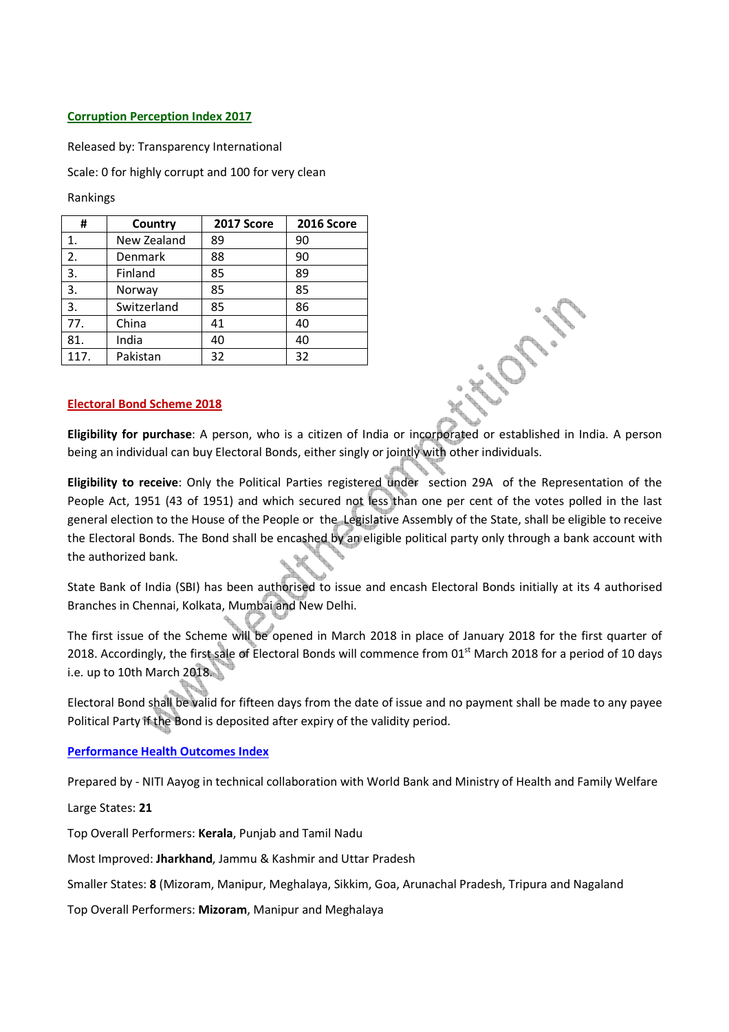## Corruption Perception Index 2017

Released by: Transparency International

Scale: 0 for highly corrupt and 100 for very clean

Rankings

| # | Country | 2017 Score | 2016 Score |
|---|---|---|---|
| 1. | New Zealand | 89 | 90 |
| 2. | Denmark | 88 | 90 |
| 3. | Finland | 85 | 89 |
| 3. | Norway | 85 | 85 |
| 3. | Switzerland | 85 | 86 |
| 77. | China | 41 | 40 |
| 81. | India | 40 | 40 |
| 117. | Pakistan | 32 | 32 |

## Electoral Bond Scheme 2018

**Eligibility for purchase**: A person, who is a citizen of India or incorporated or established in India. A person being an individual can buy Electoral Bonds, either singly or jointly with other individuals.

**Eligibility to receive**: Only the Political Parties registered under section 29A of the Representation of the People Act, 1951 (43 of 1951) and which secured not less than one per cent of the votes polled in the last general election to the House of the People or the Legislative Assembly of the State, shall be eligible to receive the Electoral Bonds. The Bond shall be encashed by an eligible political party only through a bank account with the authorized bank.

State Bank of India (SBI) has been authorised to issue and encash Electoral Bonds initially at its 4 authorised Branches in Chennai, Kolkata, Mumbai and New Delhi.

The first issue of the Scheme will be opened in March 2018 in place of January 2018 for the first quarter of 2018. Accordingly, the first sale of Electoral Bonds will commence from 01st March 2018 for a period of 10 days i.e. up to 10th March 2018.

Electoral Bond shall be valid for fifteen days from the date of issue and no payment shall be made to any payee Political Party if the Bond is deposited after expiry of the validity period.

## Performance Health Outcomes Index

Prepared by - NITI Aayog in technical collaboration with World Bank and Ministry of Health and Family Welfare

Large States: **21**

Top Overall Performers: **Kerala**, Punjab and Tamil Nadu

Most Improved: **Jharkhand**, Jammu & Kashmir and Uttar Pradesh

Smaller States: **8** (Mizoram, Manipur, Meghalaya, Sikkim, Goa, Arunachal Pradesh, Tripura and Nagaland

Top Overall Performers: **Mizoram**, Manipur and Meghalaya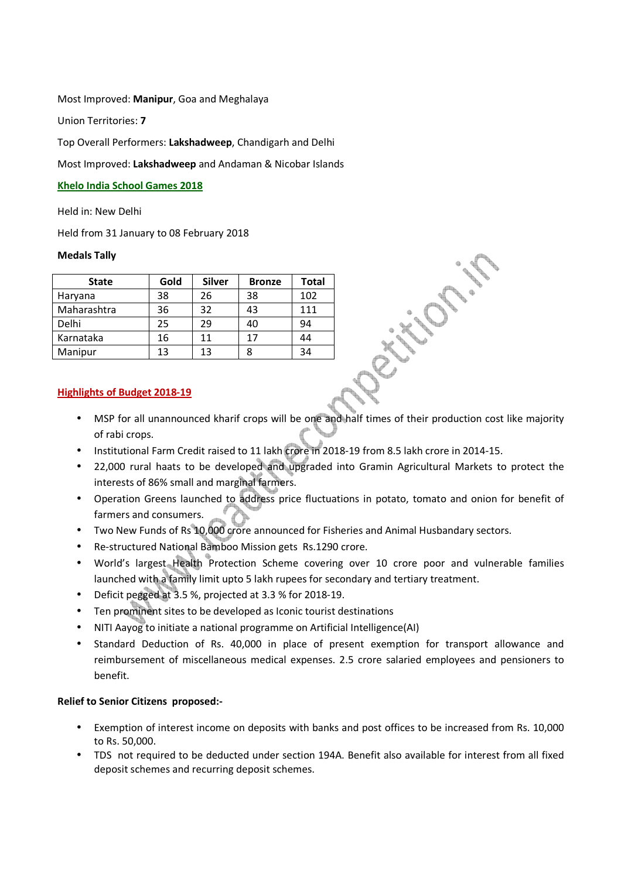Most Improved: **Manipur**, Goa and Meghalaya

Union Territories: **7**

Top Overall Performers: **Lakshadweep**, Chandigarh and Delhi

Most Improved: **Lakshadweep** and Andaman & Nicobar Islands

## Khelo India School Games 2018

Held in: New Delhi

Held from 31 January to 08 February 2018

**Medals Tally**

| State | Gold | Silver | Bronze | Total |
|---|---|---|---|---|
| Haryana | 38 | 26 | 38 | 102 |
| Maharashtra | 36 | 32 | 43 | 111 |
| Delhi | 25 | 29 | 40 | 94 |
| Karnataka | 16 | 11 | 17 | 44 |
| Manipur | 13 | 13 | 8 | 34 |

## Highlights of Budget 2018-19

- MSP for all unannounced kharif crops will be one and half times of their production cost like majority of rabi crops.
- Institutional Farm Credit raised to 11 lakh crore in 2018-19 from 8.5 lakh crore in 2014-15.
- 22,000 rural haats to be developed and upgraded into Gramin Agricultural Markets to protect the interests of 86% small and marginal farmers.
- Operation Greens launched to address price fluctuations in potato, tomato and onion for benefit of farmers and consumers.
- Two New Funds of Rs 10,000 crore announced for Fisheries and Animal Husbandary sectors.
- Re-structured National Bamboo Mission gets Rs.1290 crore.
- World's largest Health Protection Scheme covering over 10 crore poor and vulnerable families launched with a family limit upto 5 lakh rupees for secondary and tertiary treatment.
- Deficit pegged at 3.5 %, projected at 3.3 % for 2018-19.
- Ten prominent sites to be developed as Iconic tourist destinations
- NITI Aayog to initiate a national programme on Artificial Intelligence(AI)
- Standard Deduction of Rs. 40,000 in place of present exemption for transport allowance and reimbursement of miscellaneous medical expenses. 2.5 crore salaried employees and pensioners to benefit.

**Relief to Senior Citizens proposed:-**

- Exemption of interest income on deposits with banks and post offices to be increased from Rs. 10,000 to Rs. 50,000.
- TDS not required to be deducted under section 194A. Benefit also available for interest from all fixed deposit schemes and recurring deposit schemes.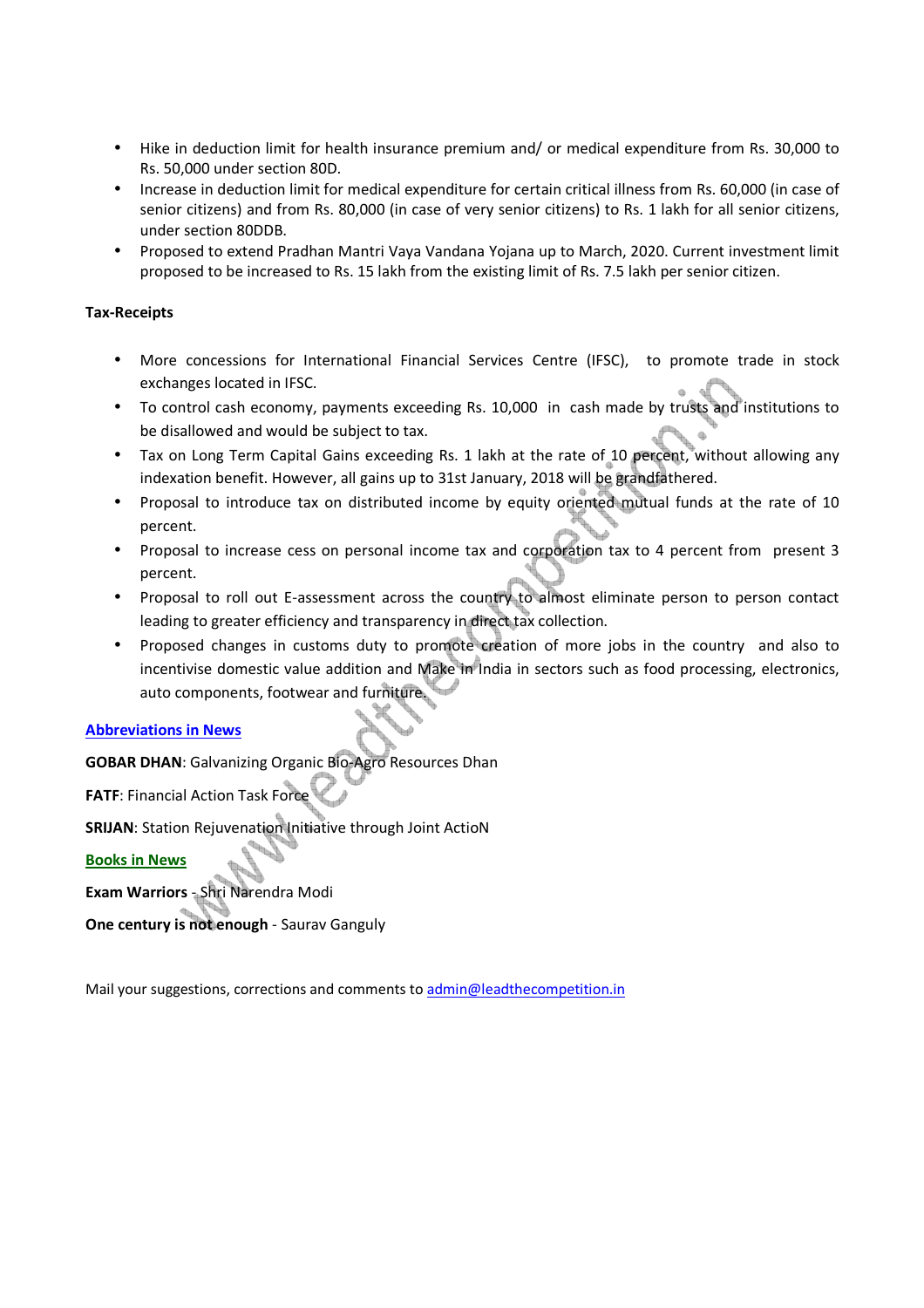- Hike in deduction limit for health insurance premium and/ or medical expenditure from Rs. 30,000 to Rs. 50,000 under section 80D.
- Increase in deduction limit for medical expenditure for certain critical illness from Rs. 60,000 (in case of senior citizens) and from Rs. 80,000 (in case of very senior citizens) to Rs. 1 lakh for all senior citizens, under section 80DDB.
- Proposed to extend Pradhan Mantri Vaya Vandana Yojana up to March, 2020. Current investment limit proposed to be increased to Rs. 15 lakh from the existing limit of Rs. 7.5 lakh per senior citizen.

**Tax-Receipts**

- More concessions for International Financial Services Centre (IFSC), to promote trade in stock exchanges located in IFSC.
- To control cash economy, payments exceeding Rs. 10,000 in cash made by trusts and institutions to be disallowed and would be subject to tax.
- Tax on Long Term Capital Gains exceeding Rs. 1 lakh at the rate of 10 percent, without allowing any indexation benefit. However, all gains up to 31st January, 2018 will be grandfathered.
- Proposal to introduce tax on distributed income by equity oriented mutual funds at the rate of 10 percent.
- Proposal to increase cess on personal income tax and corporation tax to 4 percent from present 3 percent.
- Proposal to roll out E-assessment across the country to almost eliminate person to person contact leading to greater efficiency and transparency in direct tax collection.
- Proposed changes in customs duty to promote creation of more jobs in the country and also to incentivise domestic value addition and Make in India in sectors such as food processing, electronics, auto components, footwear and furniture.

**Abbreviations in News**

**GOBAR DHAN**: Galvanizing Organic Bio-Agro Resources Dhan

**FATF**: Financial Action Task Force

**SRIJAN**: Station Rejuvenation Initiative through Joint ActioN

**Books in News**

**Exam Warriors** - Shri Narendra Modi

**One century is not enough** - Saurav Ganguly

Mail your suggestions, corrections and comments to admin@leadthecompetition.in